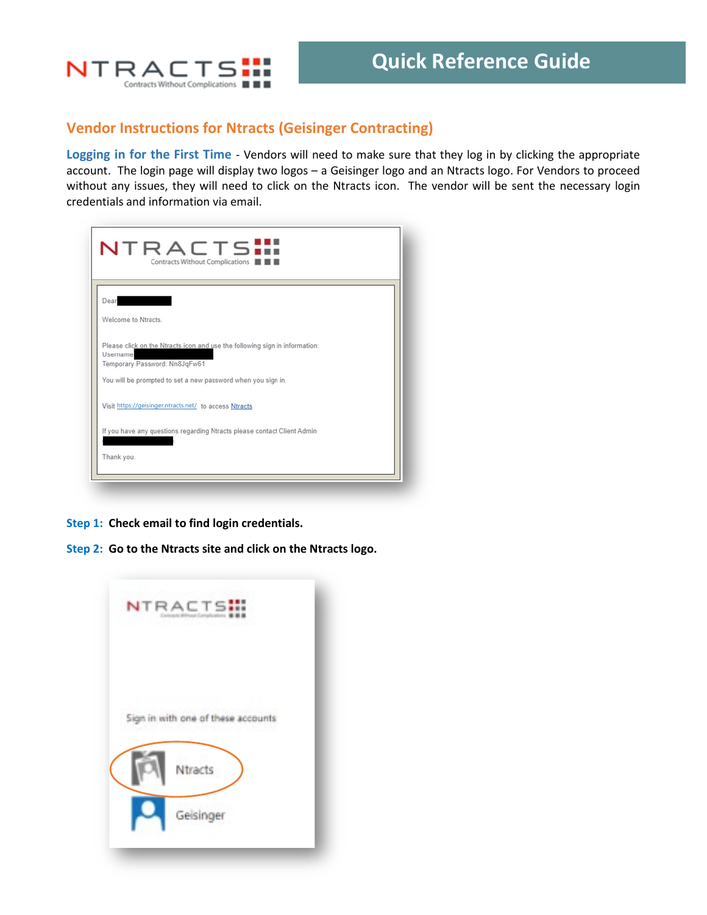NTRACTS
Contracts Without Complications

# Quick Reference Guide

## Vendor Instructions for Ntracts (Geisinger Contracting)

**Logging in for the First Time** - Vendors will need to make sure that they log in by clicking the appropriate account. The login page will display two logos – a Geisinger logo and an Ntracts logo. For Vendors to proceed without any issues, they will need to click on the Ntracts icon. The vendor will be sent the necessary login credentials and information via email.

NTRACTS
Contracts Without Complications

Dear

Welcome to Ntracts.

Please click on the Ntracts icon and use the following sign in information:
Username
Temporary Password: Nn8JqFw61

You will be prompted to set a new password when you sign in.

Visit https://geisinger.ntracts.net/ to access Ntracts

If you have any questions regarding Ntracts please contact Client Admin

Thank you.

**Step 1: Check email to find login credentials.**

**Step 2: Go to the Ntracts site and click on the Ntracts logo.**

NTRACTS

Sign in with one of these accounts

Ntracts

Geisinger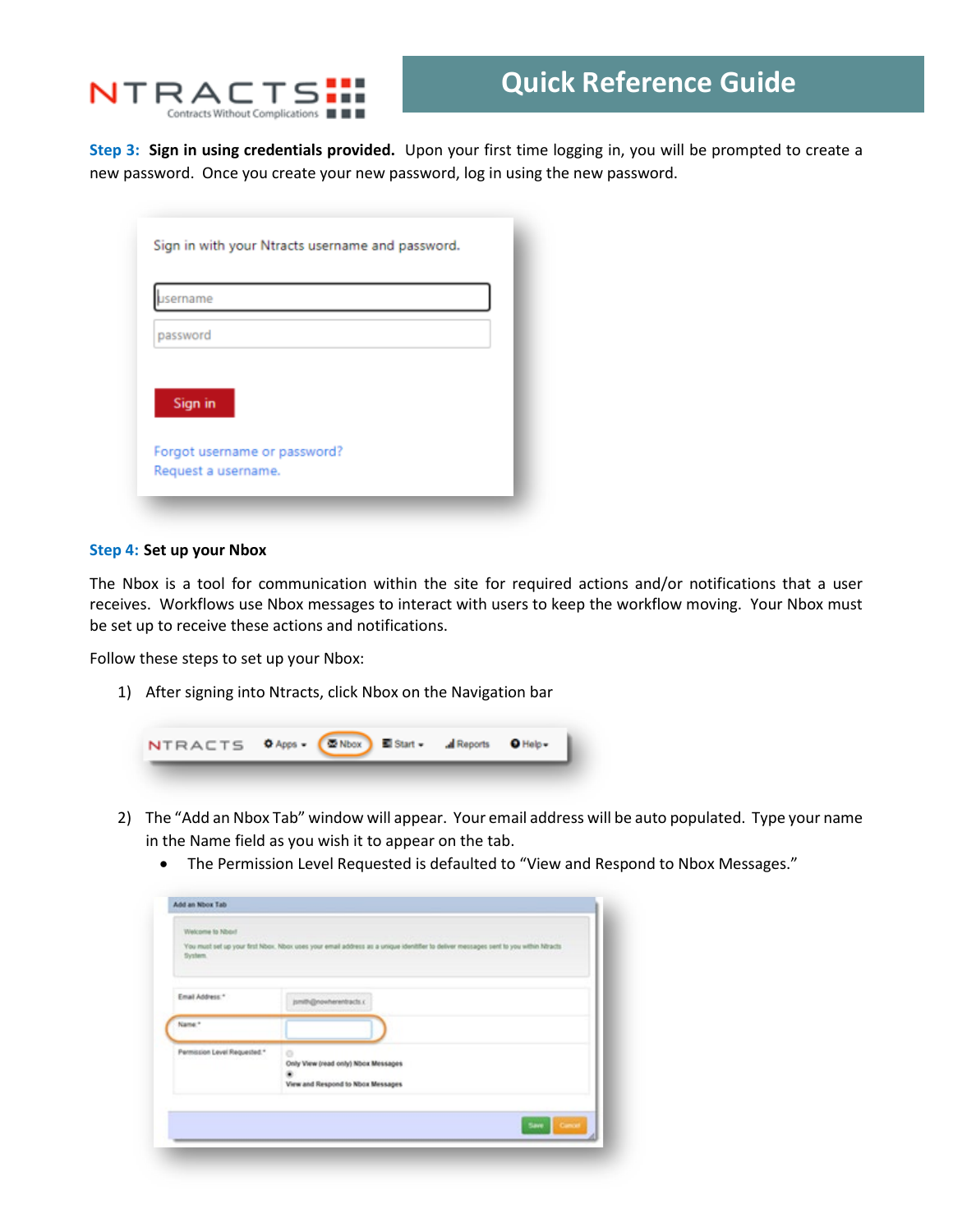**Step 3: Sign in using credentials provided.** Upon your first time logging in, you will be prompted to create a new password. Once you create your new password, log in using the new password.

**Step 4: Set up your Nbox**

The Nbox is a tool for communication within the site for required actions and/or notifications that a user receives. Workflows use Nbox messages to interact with users to keep the workflow moving. Your Nbox must be set up to receive these actions and notifications.

Follow these steps to set up your Nbox:

1) After signing into Ntracts, click Nbox on the Navigation bar

2) The "Add an Nbox Tab" window will appear. Your email address will be auto populated. Type your name in the Name field as you wish it to appear on the tab.
   - The Permission Level Requested is defaulted to "View and Respond to Nbox Messages."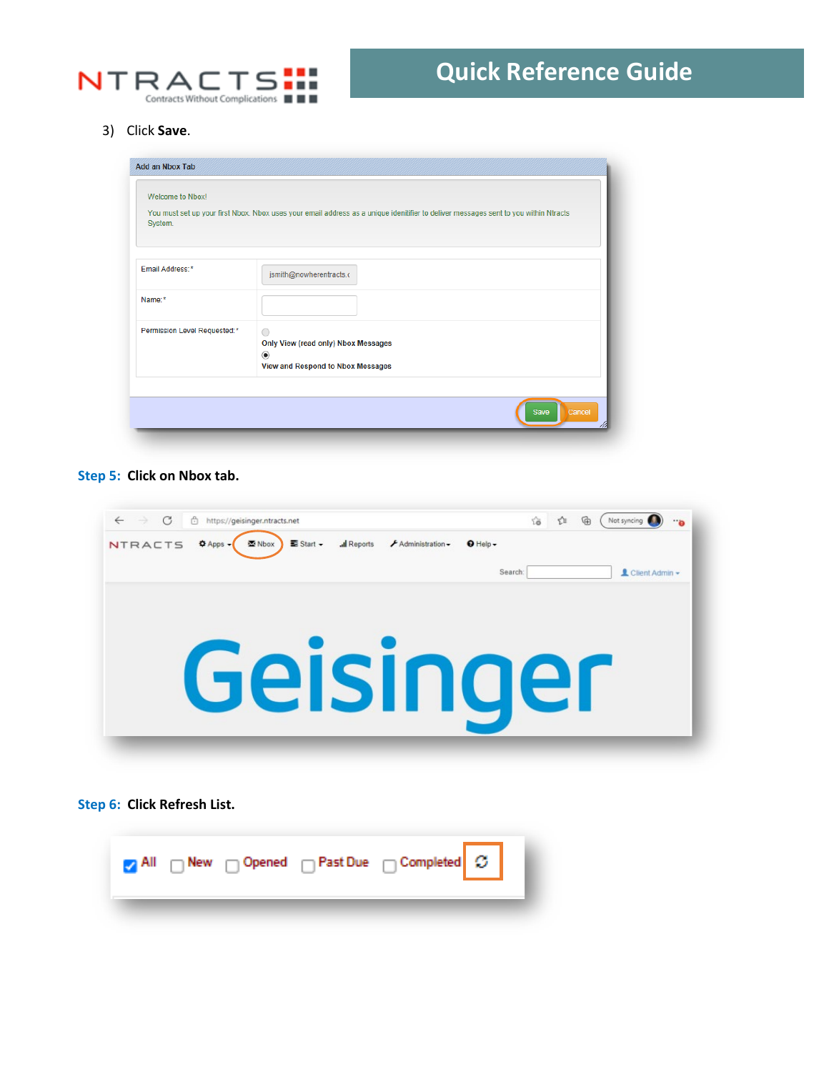3) Click **Save**.

Add an Nbox Tab

Welcome to Nbox!

You must set up your first Nbox. Nbox uses your email address as a unique identifier to deliver messages sent to you within Ntracts System.

| | |
|---|---|
| Email Address: * | jsmith@nowherentracts.c |
| Name: * | |
| Permission Level Requested: * | Only View (read only) Nbox Messages<br>View and Respond to Nbox Messages |

Save Cancel

**Step 5: Click on Nbox tab.**

https://geisinger.ntracts.net

NTRACTS Apps Nbox Start Reports Administration Help

Search: Client Admin

Geisinger

**Step 6: Click Refresh List.**

All New Opened Past Due Completed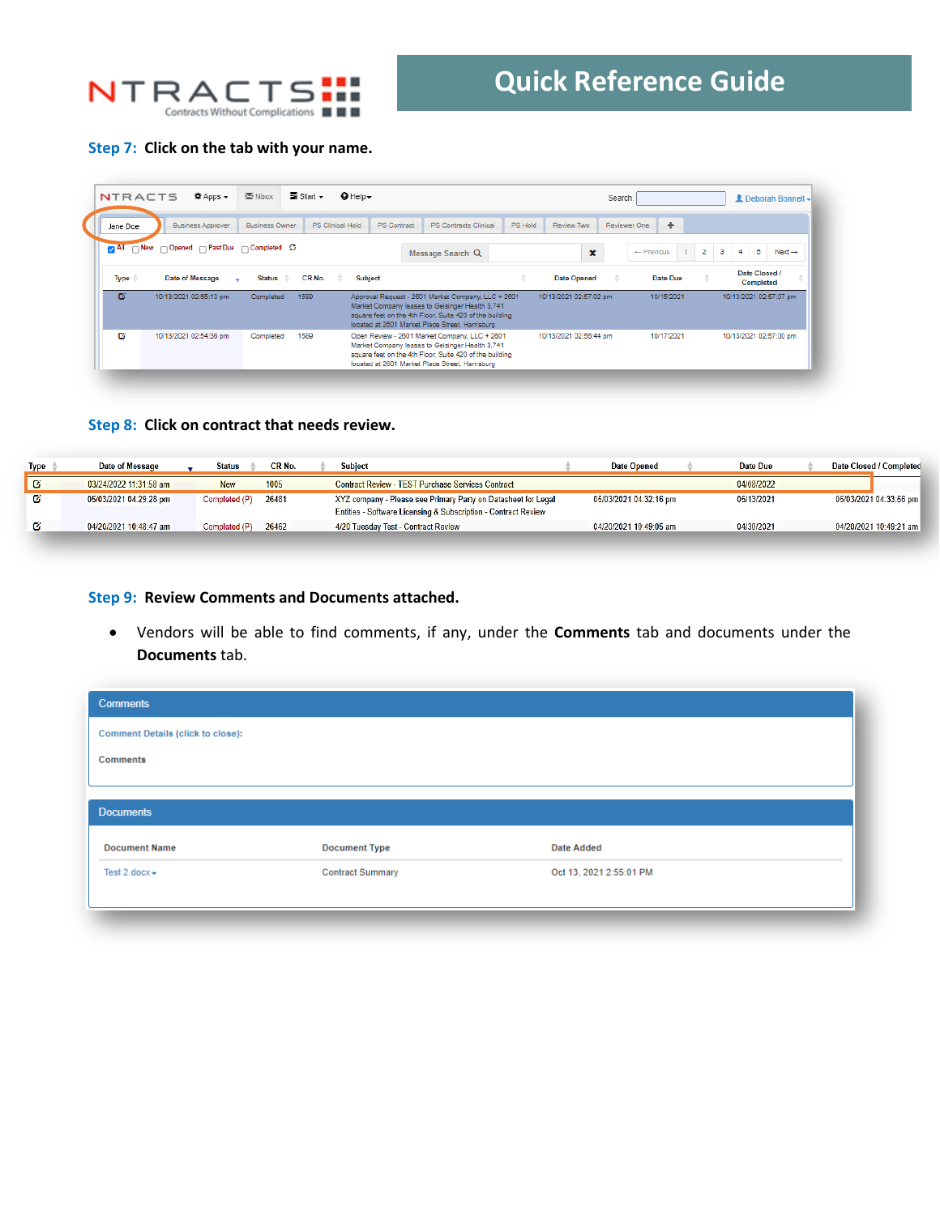**Step 7: Click on the tab with your name.**

**Step 8: Click on contract that needs review.**

| Type | Date of Message | Status | CR No. | Subject | Date Opened | Date Due | Date Closed / Completed |
|---|---|---|---|---|---|---|---|
| | 03/24/2022 11:31:58 am | New | 1005 | Contract Review - TEST Purchase Services Contract | | 04/08/2022 | |
| | 05/03/2021 04:29:28 pm | Completed (P) | 26481 | XYZ company - Please see Primary Party on Datasheet for Legal Entities - Software Licensing & Subscription - Contract Review | 05/03/2021 04:32:16 pm | 05/13/2021 | 05/03/2021 04:33:56 pm |
| | 04/20/2021 10:48:47 am | Completed (P) | 26462 | 4/20 Tuesday Test - Contract Review | 04/20/2021 10:49:05 am | 04/30/2021 | 04/20/2021 10:49:21 am |

**Step 9: Review Comments and Documents attached.**

- Vendors will be able to find comments, if any, under the **Comments** tab and documents under the **Documents** tab.

**Comments**

Comment Details (click to close):

Comments

**Documents**

| Document Name | Document Type | Date Added |
|---|---|---|
| Test 2.docx | Contract Summary | Oct 13, 2021 2:55:01 PM |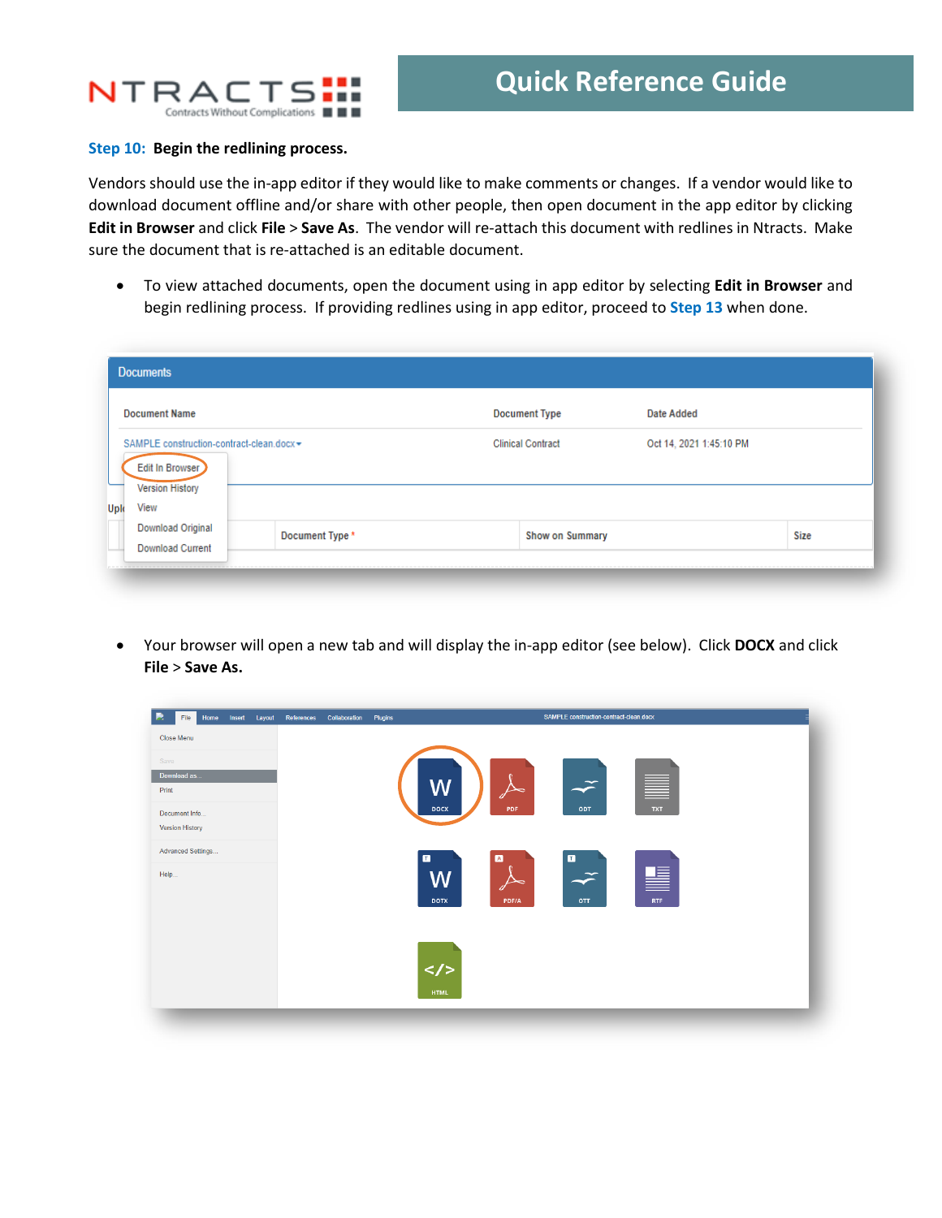**Step 10: Begin the redlining process.**

Vendors should use the in-app editor if they would like to make comments or changes. If a vendor would like to download document offline and/or share with other people, then open document in the app editor by clicking **Edit in Browser** and click **File** > **Save As**. The vendor will re-attach this document with redlines in Ntracts. Make sure the document that is re-attached is an editable document.

- To view attached documents, open the document using in app editor by selecting **Edit in Browser** and begin redlining process. If providing redlines using in app editor, proceed to Step 13 when done.

- Your browser will open a new tab and will display the in-app editor (see below). Click **DOCX** and click **File** > **Save As.**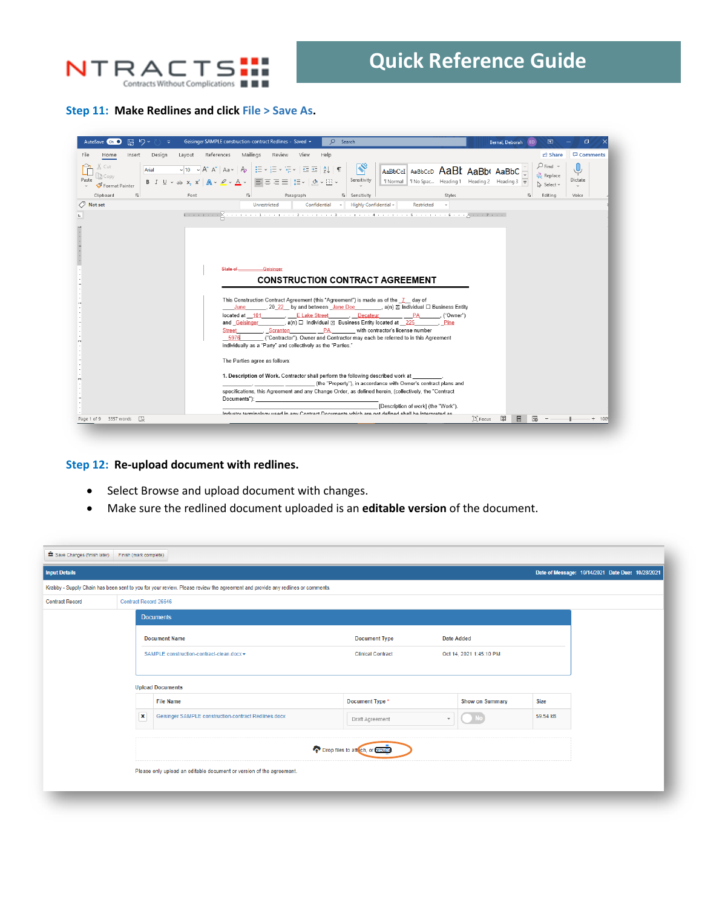# Quick Reference Guide

**Step 11: Make Redlines and click File > Save As.**

**Step 12: Re-upload document with redlines.**

- Select Browse and upload document with changes.
- Make sure the redlined document uploaded is an **editable version** of the document.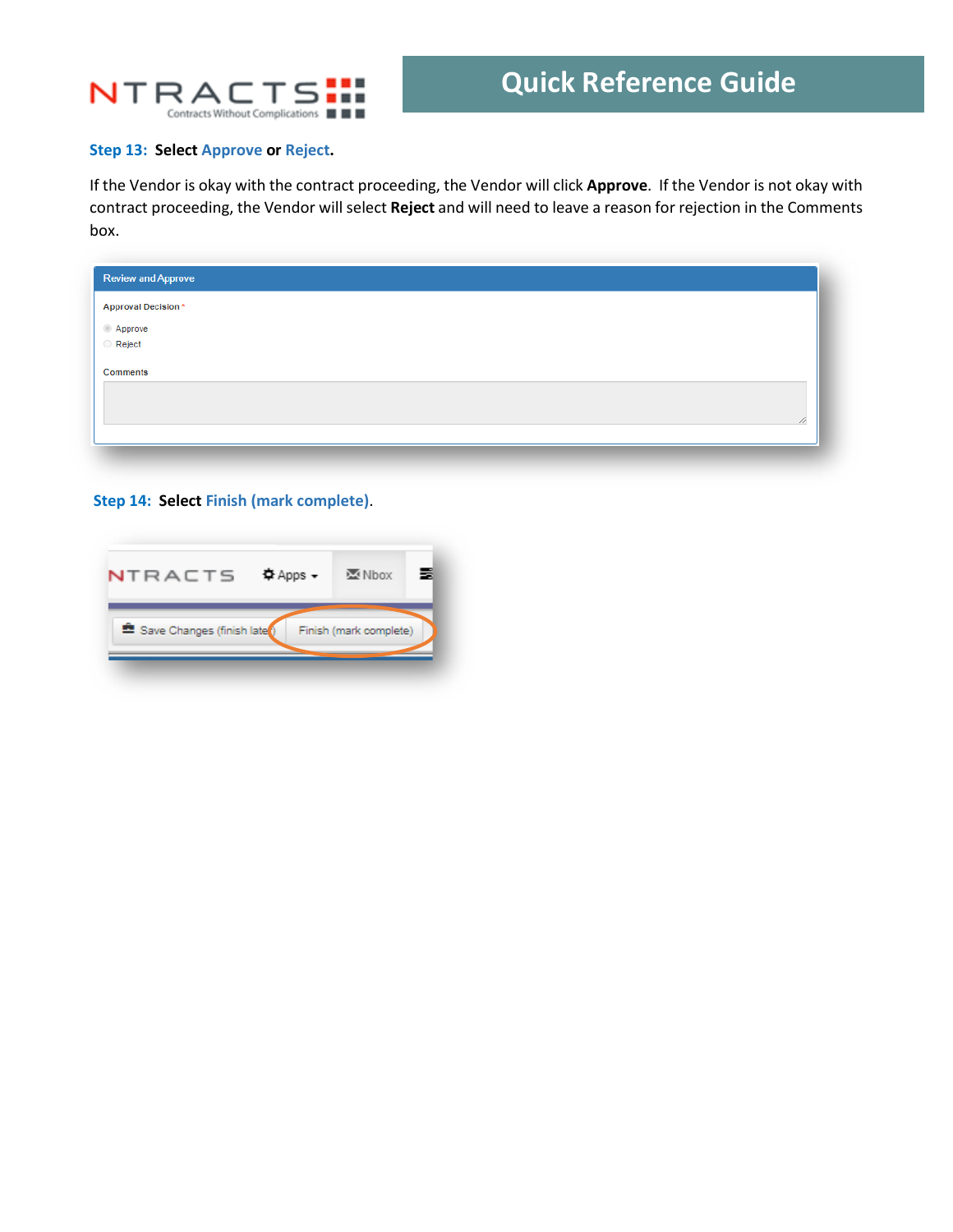**Step 13: Select Approve or Reject.**

If the Vendor is okay with the contract proceeding, the Vendor will click **Approve**. If the Vendor is not okay with contract proceeding, the Vendor will select **Reject** and will need to leave a reason for rejection in the Comments box.

**Step 14: Select Finish (mark complete).**